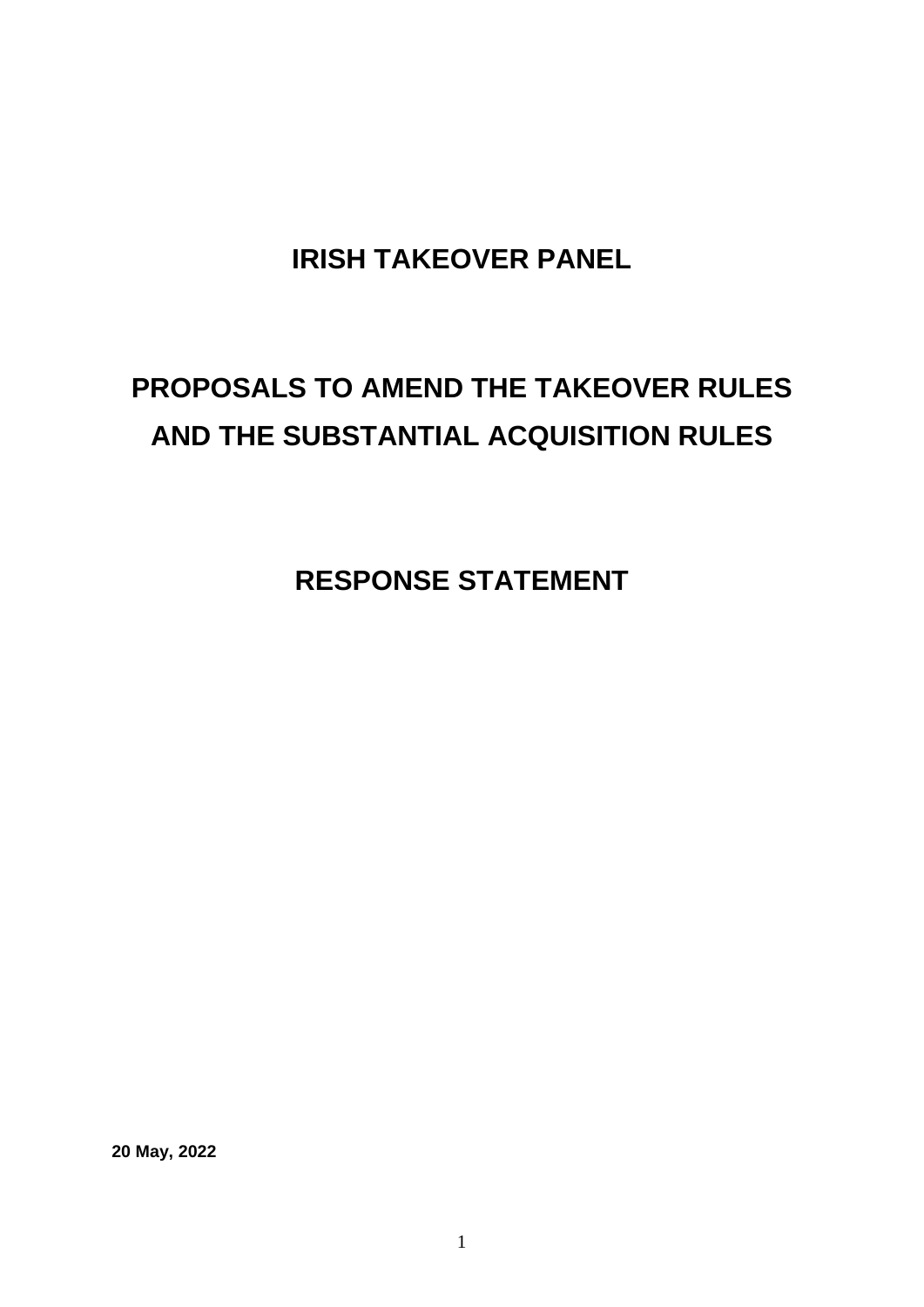# IRISH TAKEOVER PANEL

# PROPOSALS TO AMEND THE TAKEOVER RULES AND THE SUBSTANTIAL ACQUISITION RULES

# RESPONSE STATEMENT

**20 May, 2022**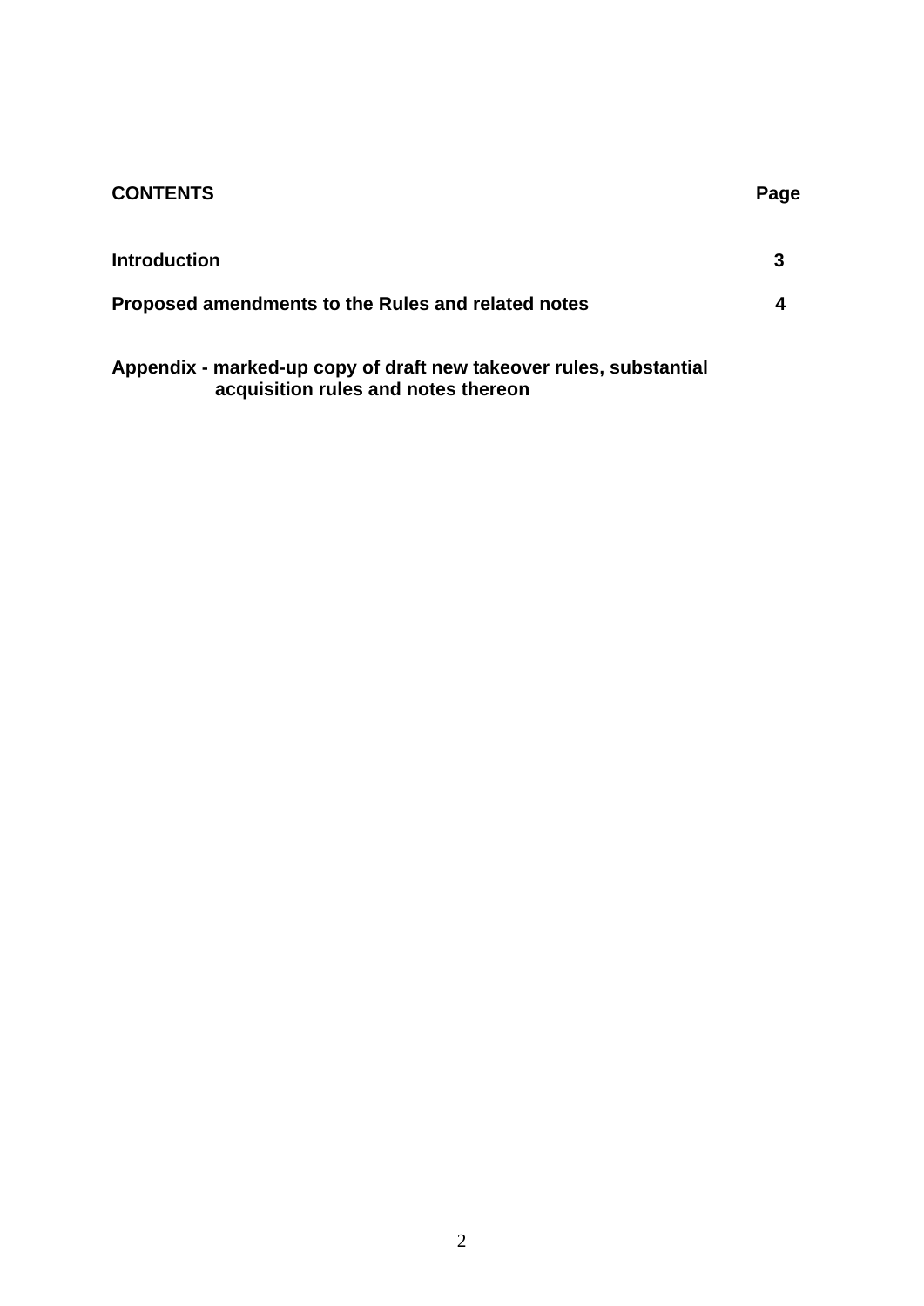| **CONTENTS** | **Page** |
| --- | --- |
| **Introduction** | **3** |
| **Proposed amendments to the Rules and related notes** | **4** |
| **Appendix - marked-up copy of draft new takeover rules, substantial acquisition rules and notes thereon** | |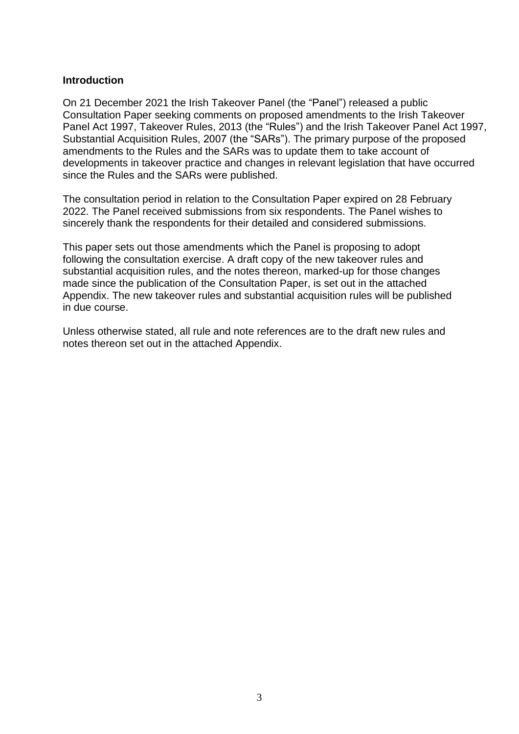**Introduction**

On 21 December 2021 the Irish Takeover Panel (the "Panel") released a public Consultation Paper seeking comments on proposed amendments to the Irish Takeover Panel Act 1997, Takeover Rules, 2013 (the "Rules") and the Irish Takeover Panel Act 1997, Substantial Acquisition Rules, 2007 (the "SARs"). The primary purpose of the proposed amendments to the Rules and the SARs was to update them to take account of developments in takeover practice and changes in relevant legislation that have occurred since the Rules and the SARs were published.

The consultation period in relation to the Consultation Paper expired on 28 February 2022. The Panel received submissions from six respondents. The Panel wishes to sincerely thank the respondents for their detailed and considered submissions.

This paper sets out those amendments which the Panel is proposing to adopt following the consultation exercise. A draft copy of the new takeover rules and substantial acquisition rules, and the notes thereon, marked-up for those changes made since the publication of the Consultation Paper, is set out in the attached Appendix. The new takeover rules and substantial acquisition rules will be published in due course.

Unless otherwise stated, all rule and note references are to the draft new rules and notes thereon set out in the attached Appendix.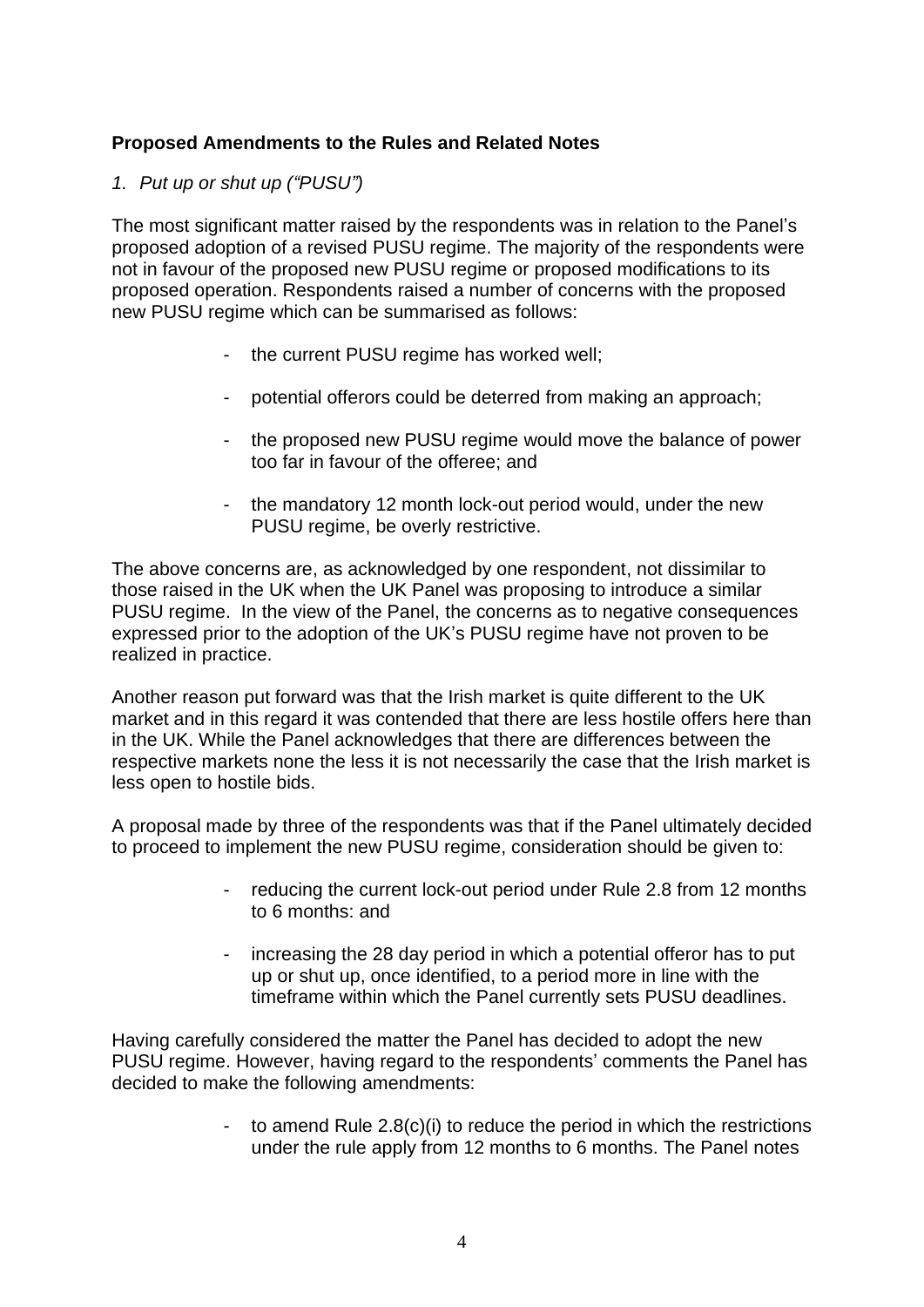**Proposed Amendments to the Rules and Related Notes**

*1. Put up or shut up ("PUSU")*

The most significant matter raised by the respondents was in relation to the Panel's proposed adoption of a revised PUSU regime. The majority of the respondents were not in favour of the proposed new PUSU regime or proposed modifications to its proposed operation. Respondents raised a number of concerns with the proposed new PUSU regime which can be summarised as follows:

- the current PUSU regime has worked well;
- potential offerors could be deterred from making an approach;
- the proposed new PUSU regime would move the balance of power too far in favour of the offeree; and
- the mandatory 12 month lock-out period would, under the new PUSU regime, be overly restrictive.

The above concerns are, as acknowledged by one respondent, not dissimilar to those raised in the UK when the UK Panel was proposing to introduce a similar PUSU regime. In the view of the Panel, the concerns as to negative consequences expressed prior to the adoption of the UK's PUSU regime have not proven to be realized in practice.

Another reason put forward was that the Irish market is quite different to the UK market and in this regard it was contended that there are less hostile offers here than in the UK. While the Panel acknowledges that there are differences between the respective markets none the less it is not necessarily the case that the Irish market is less open to hostile bids.

A proposal made by three of the respondents was that if the Panel ultimately decided to proceed to implement the new PUSU regime, consideration should be given to:

- reducing the current lock-out period under Rule 2.8 from 12 months to 6 months: and
- increasing the 28 day period in which a potential offeror has to put up or shut up, once identified, to a period more in line with the timeframe within which the Panel currently sets PUSU deadlines.

Having carefully considered the matter the Panel has decided to adopt the new PUSU regime. However, having regard to the respondents' comments the Panel has decided to make the following amendments:

- to amend Rule 2.8(c)(i) to reduce the period in which the restrictions under the rule apply from 12 months to 6 months. The Panel notes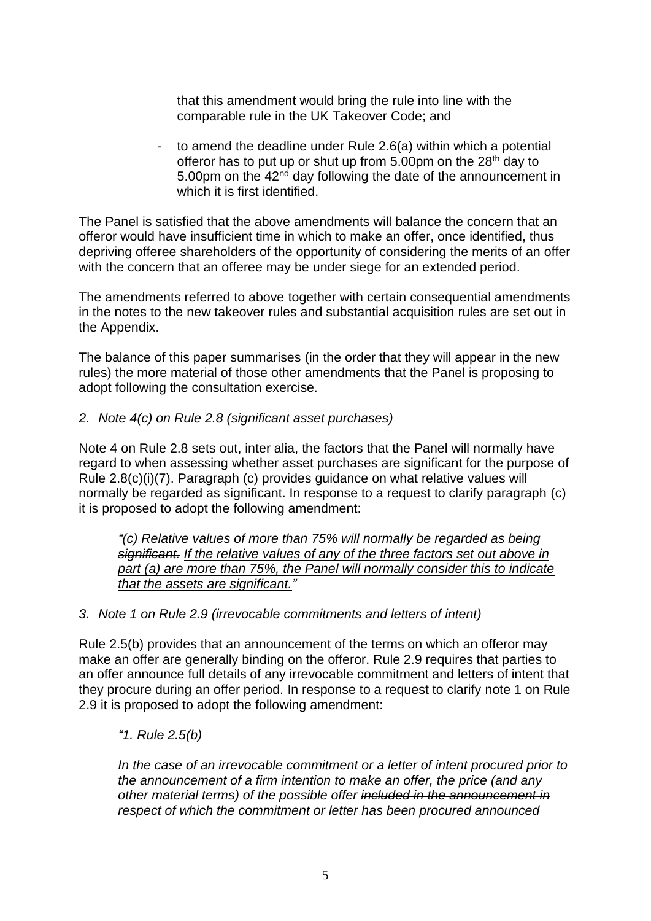that this amendment would bring the rule into line with the comparable rule in the UK Takeover Code; and

- to amend the deadline under Rule 2.6(a) within which a potential offeror has to put up or shut up from 5.00pm on the 28th day to 5.00pm on the 42nd day following the date of the announcement in which it is first identified.

The Panel is satisfied that the above amendments will balance the concern that an offeror would have insufficient time in which to make an offer, once identified, thus depriving offeree shareholders of the opportunity of considering the merits of an offer with the concern that an offeree may be under siege for an extended period.

The amendments referred to above together with certain consequential amendments in the notes to the new takeover rules and substantial acquisition rules are set out in the Appendix.

The balance of this paper summarises (in the order that they will appear in the new rules) the more material of those other amendments that the Panel is proposing to adopt following the consultation exercise.

*2. Note 4(c) on Rule 2.8 (significant asset purchases)*

Note 4 on Rule 2.8 sets out, inter alia, the factors that the Panel will normally have regard to when assessing whether asset purchases are significant for the purpose of Rule 2.8(c)(i)(7). Paragraph (c) provides guidance on what relative values will normally be regarded as significant. In response to a request to clarify paragraph (c) it is proposed to adopt the following amendment:

> *"(c) ~~Relative values of more than 75% will normally be regarded as being significant.~~ <u>If the relative values of any of the three factors set out above in part (a) are more than 75%, the Panel will normally consider this to indicate that the assets are significant.</u>"*

*3. Note 1 on Rule 2.9 (irrevocable commitments and letters of intent)*

Rule 2.5(b) provides that an announcement of the terms on which an offeror may make an offer are generally binding on the offeror. Rule 2.9 requires that parties to an offer announce full details of any irrevocable commitment and letters of intent that they procure during an offer period. In response to a request to clarify note 1 on Rule 2.9 it is proposed to adopt the following amendment:

> *"1. Rule 2.5(b)*
>
> *In the case of an irrevocable commitment or a letter of intent procured prior to the announcement of a firm intention to make an offer, the price (and any other material terms) of the possible offer ~~included in the announcement in respect of which the commitment or letter has been procured~~ <u>announced</u>*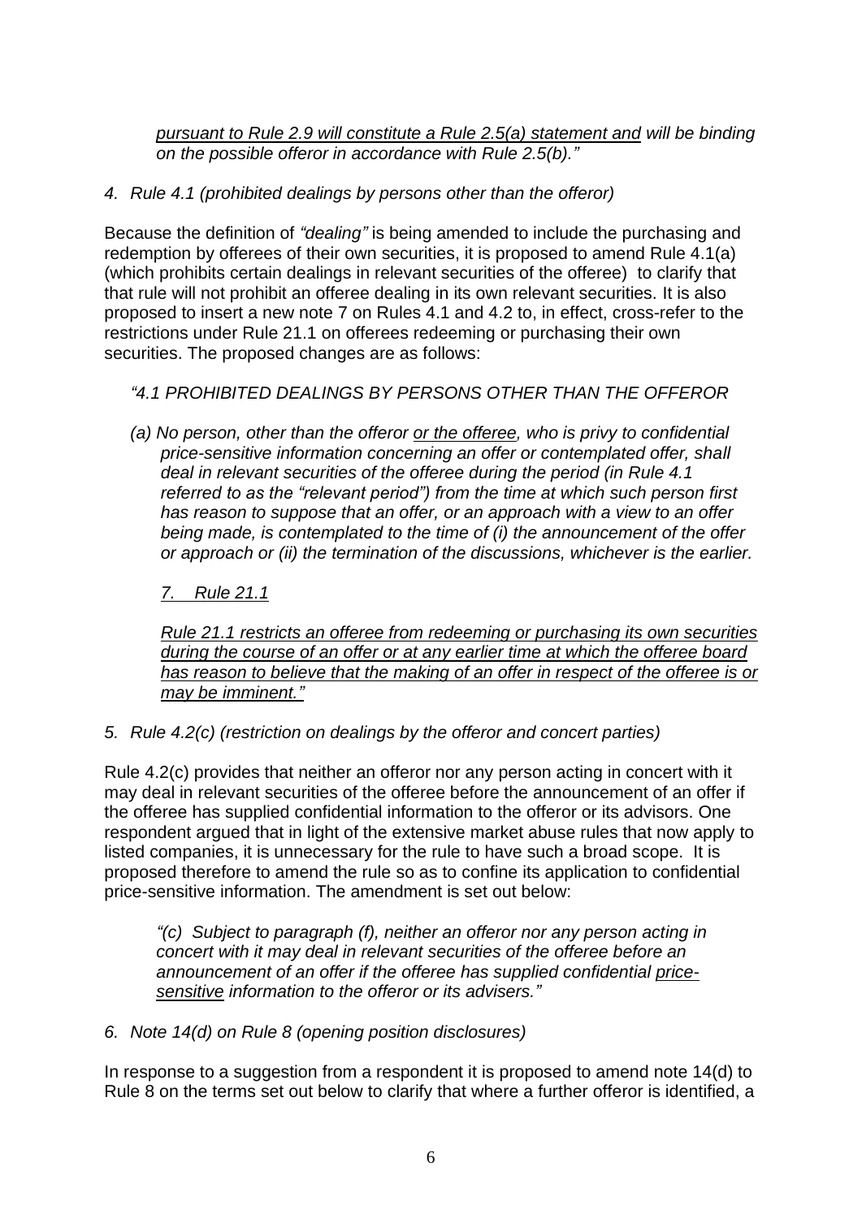*<u>pursuant to Rule 2.9 will constitute a Rule 2.5(a) statement and</u> will be binding on the possible offeror in accordance with Rule 2.5(b)."*

*4. Rule 4.1 (prohibited dealings by persons other than the offeror)*

Because the definition of *"dealing"* is being amended to include the purchasing and redemption by offerees of their own securities, it is proposed to amend Rule 4.1(a) (which prohibits certain dealings in relevant securities of the offeree) to clarify that that rule will not prohibit an offeree dealing in its own relevant securities. It is also proposed to insert a new note 7 on Rules 4.1 and 4.2 to, in effect, cross-refer to the restrictions under Rule 21.1 on offerees redeeming or purchasing their own securities. The proposed changes are as follows:

> *"4.1 PROHIBITED DEALINGS BY PERSONS OTHER THAN THE OFFEROR*
>
> *(a) No person, other than the offeror <u>or the offeree</u>, who is privy to confidential price-sensitive information concerning an offer or contemplated offer, shall deal in relevant securities of the offeree during the period (in Rule 4.1 referred to as the "relevant period") from the time at which such person first has reason to suppose that an offer, or an approach with a view to an offer being made, is contemplated to the time of (i) the announcement of the offer or approach or (ii) the termination of the discussions, whichever is the earlier.*
>
> *<u>7. Rule 21.1</u>*
>
> *<u>Rule 21.1 restricts an offeree from redeeming or purchasing its own securities during the course of an offer or at any earlier time at which the offeree board has reason to believe that the making of an offer in respect of the offeree is or may be imminent."</u>*

*5. Rule 4.2(c) (restriction on dealings by the offeror and concert parties)*

Rule 4.2(c) provides that neither an offeror nor any person acting in concert with it may deal in relevant securities of the offeree before the announcement of an offer if the offeree has supplied confidential information to the offeror or its advisors. One respondent argued that in light of the extensive market abuse rules that now apply to listed companies, it is unnecessary for the rule to have such a broad scope. It is proposed therefore to amend the rule so as to confine its application to confidential price-sensitive information. The amendment is set out below:

> *"(c) Subject to paragraph (f), neither an offeror nor any person acting in concert with it may deal in relevant securities of the offeree before an announcement of an offer if the offeree has supplied confidential <u>price-sensitive</u> information to the offeror or its advisers."*

*6. Note 14(d) on Rule 8 (opening position disclosures)*

In response to a suggestion from a respondent it is proposed to amend note 14(d) to Rule 8 on the terms set out below to clarify that where a further offeror is identified, a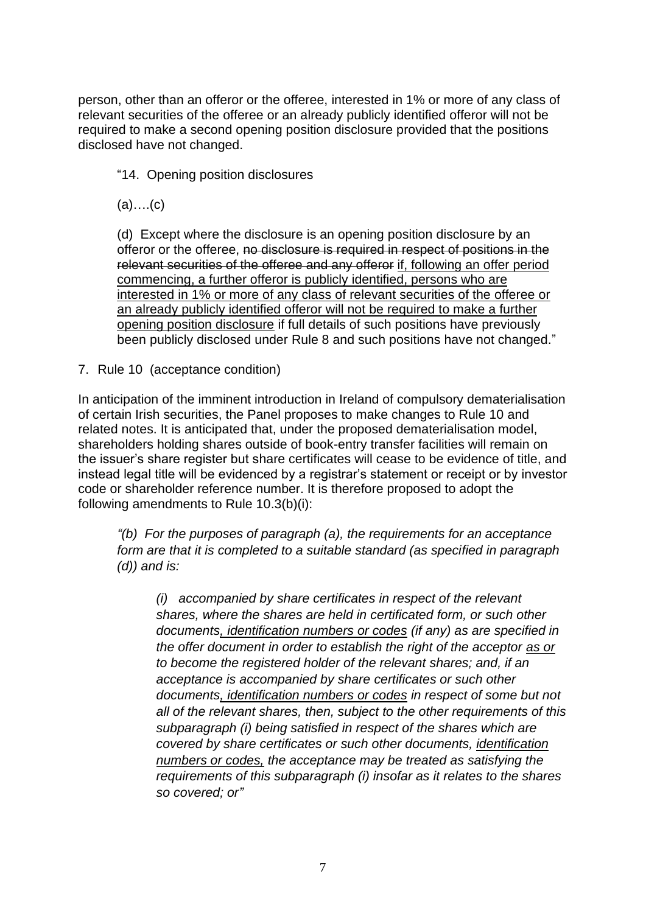person, other than an offeror or the offeree, interested in 1% or more of any class of relevant securities of the offeree or an already publicly identified offeror will not be required to make a second opening position disclosure provided that the positions disclosed have not changed.

> "14. Opening position disclosures
>
> (a)….(c)
>
> (d) Except where the disclosure is an opening position disclosure by an offeror or the offeree, ~~no disclosure is required in respect of positions in the relevant securities of the offeree and any offeror~~ <u>if, following an offer period commencing, a further offeror is publicly identified, persons who are interested in 1% or more of any class of relevant securities of the offeree or an already publicly identified offeror will not be required to make a further opening position disclosure</u> if full details of such positions have previously been publicly disclosed under Rule 8 and such positions have not changed."

7. Rule 10 (acceptance condition)

In anticipation of the imminent introduction in Ireland of compulsory dematerialisation of certain Irish securities, the Panel proposes to make changes to Rule 10 and related notes. It is anticipated that, under the proposed dematerialisation model, shareholders holding shares outside of book-entry transfer facilities will remain on the issuer's share register but share certificates will cease to be evidence of title, and instead legal title will be evidenced by a registrar's statement or receipt or by investor code or shareholder reference number. It is therefore proposed to adopt the following amendments to Rule 10.3(b)(i):

> *"(b) For the purposes of paragraph (a), the requirements for an acceptance form are that it is completed to a suitable standard (as specified in paragraph (d)) and is:*
>
> > *(i) accompanied by share certificates in respect of the relevant shares, where the shares are held in certificated form, or such other documents<u>, identification numbers or codes</u> (if any) as are specified in the offer document in order to establish the right of the acceptor <u>as or</u> to become the registered holder of the relevant shares; and, if an acceptance is accompanied by share certificates or such other documents<u>, identification numbers or codes</u> in respect of some but not all of the relevant shares, then, subject to the other requirements of this subparagraph (i) being satisfied in respect of the shares which are covered by share certificates or such other documents, <u>identification numbers or codes,</u> the acceptance may be treated as satisfying the requirements of this subparagraph (i) insofar as it relates to the shares so covered; or"*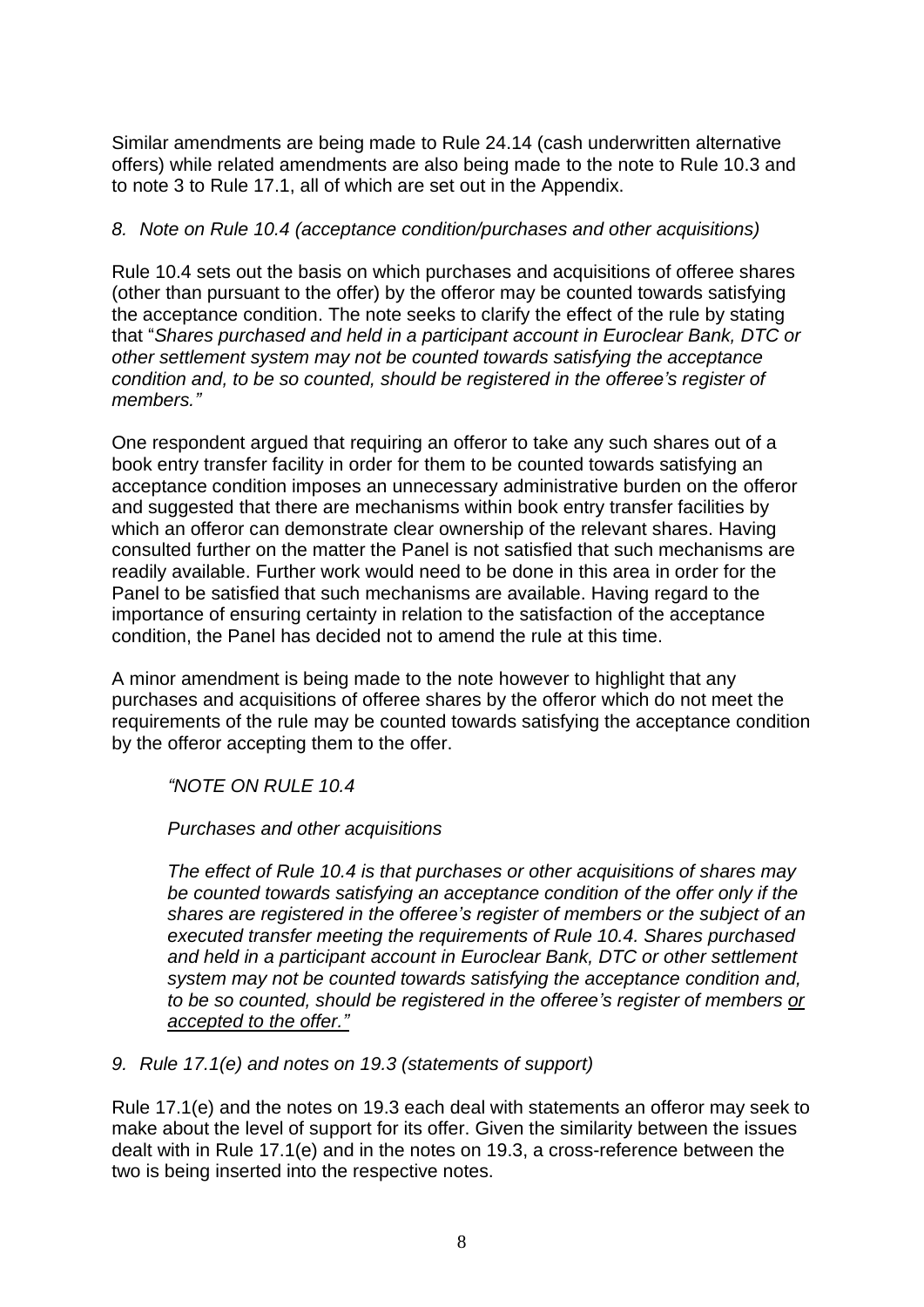Similar amendments are being made to Rule 24.14 (cash underwritten alternative offers) while related amendments are also being made to the note to Rule 10.3 and to note 3 to Rule 17.1, all of which are set out in the Appendix.

### *8. Note on Rule 10.4 (acceptance condition/purchases and other acquisitions)*

Rule 10.4 sets out the basis on which purchases and acquisitions of offeree shares (other than pursuant to the offer) by the offeror may be counted towards satisfying the acceptance condition. The note seeks to clarify the effect of the rule by stating that "*Shares purchased and held in a participant account in Euroclear Bank, DTC or other settlement system may not be counted towards satisfying the acceptance condition and, to be so counted, should be registered in the offeree's register of members."*

One respondent argued that requiring an offeror to take any such shares out of a book entry transfer facility in order for them to be counted towards satisfying an acceptance condition imposes an unnecessary administrative burden on the offeror and suggested that there are mechanisms within book entry transfer facilities by which an offeror can demonstrate clear ownership of the relevant shares. Having consulted further on the matter the Panel is not satisfied that such mechanisms are readily available. Further work would need to be done in this area in order for the Panel to be satisfied that such mechanisms are available. Having regard to the importance of ensuring certainty in relation to the satisfaction of the acceptance condition, the Panel has decided not to amend the rule at this time.

A minor amendment is being made to the note however to highlight that any purchases and acquisitions of offeree shares by the offeror which do not meet the requirements of the rule may be counted towards satisfying the acceptance condition by the offeror accepting them to the offer.

> *"NOTE ON RULE 10.4*
>
> *Purchases and other acquisitions*
>
> *The effect of Rule 10.4 is that purchases or other acquisitions of shares may be counted towards satisfying an acceptance condition of the offer only if the shares are registered in the offeree's register of members or the subject of an executed transfer meeting the requirements of Rule 10.4. Shares purchased and held in a participant account in Euroclear Bank, DTC or other settlement system may not be counted towards satisfying the acceptance condition and, to be so counted, should be registered in the offeree's register of members <u>or accepted to the offer</u>."*

### *9. Rule 17.1(e) and notes on 19.3 (statements of support)*

Rule 17.1(e) and the notes on 19.3 each deal with statements an offeror may seek to make about the level of support for its offer. Given the similarity between the issues dealt with in Rule 17.1(e) and in the notes on 19.3, a cross-reference between the two is being inserted into the respective notes.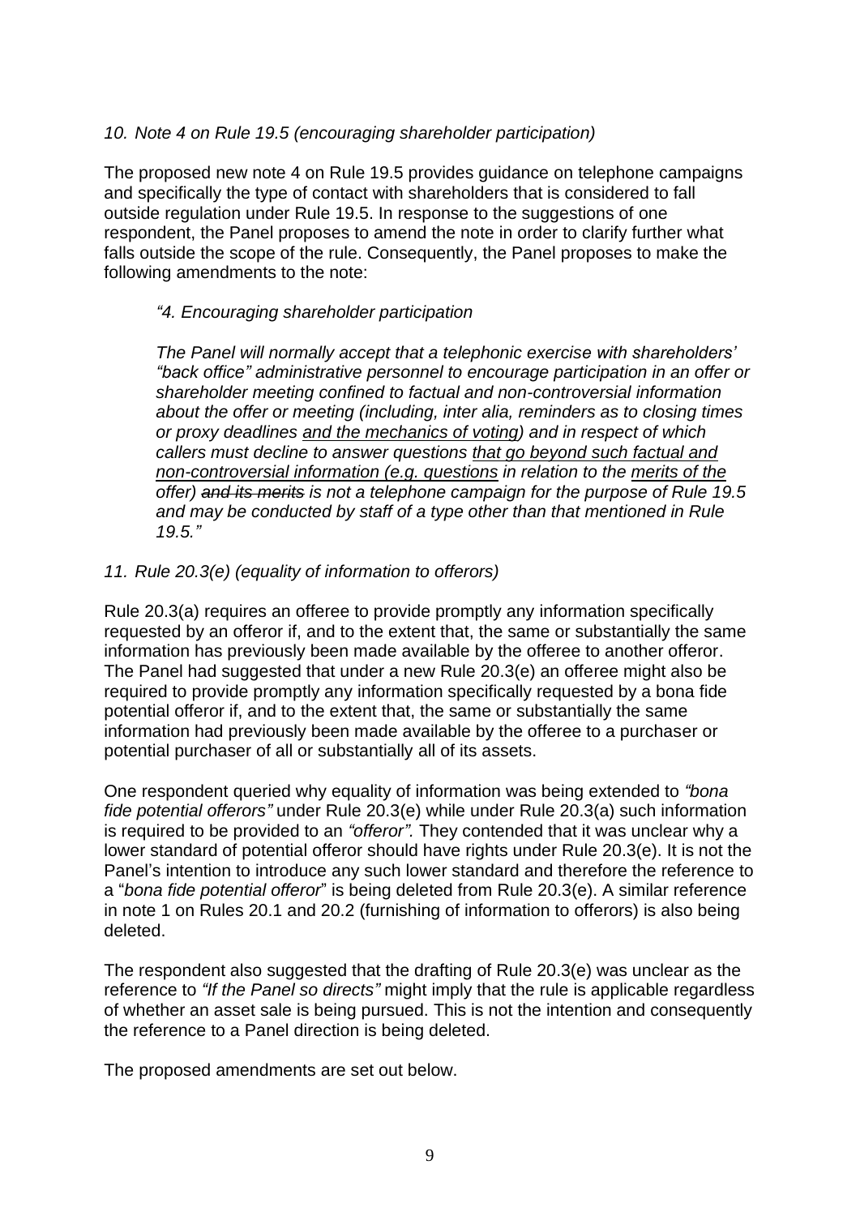*10. Note 4 on Rule 19.5 (encouraging shareholder participation)*

The proposed new note 4 on Rule 19.5 provides guidance on telephone campaigns and specifically the type of contact with shareholders that is considered to fall outside regulation under Rule 19.5. In response to the suggestions of one respondent, the Panel proposes to amend the note in order to clarify further what falls outside the scope of the rule. Consequently, the Panel proposes to make the following amendments to the note:

> *"4. Encouraging shareholder participation*
>
> *The Panel will normally accept that a telephonic exercise with shareholders' "back office" administrative personnel to encourage participation in an offer or shareholder meeting confined to factual and non-controversial information about the offer or meeting (including, inter alia, reminders as to closing times or proxy deadlines <u>and the mechanics of voting</u>) and in respect of which callers must decline to answer questions <u>that go beyond such factual and non-controversial information (e.g. questions</u> in relation to the <u>merits of the</u> offer) ~~and its merits~~ is not a telephone campaign for the purpose of Rule 19.5 and may be conducted by staff of a type other than that mentioned in Rule 19.5."*

*11. Rule 20.3(e) (equality of information to offerors)*

Rule 20.3(a) requires an offeree to provide promptly any information specifically requested by an offeror if, and to the extent that, the same or substantially the same information has previously been made available by the offeree to another offeror. The Panel had suggested that under a new Rule 20.3(e) an offeree might also be required to provide promptly any information specifically requested by a bona fide potential offeror if, and to the extent that, the same or substantially the same information had previously been made available by the offeree to a purchaser or potential purchaser of all or substantially all of its assets.

One respondent queried why equality of information was being extended to *"bona fide potential offerors"* under Rule 20.3(e) while under Rule 20.3(a) such information is required to be provided to an *"offeror".* They contended that it was unclear why a lower standard of potential offeror should have rights under Rule 20.3(e). It is not the Panel's intention to introduce any such lower standard and therefore the reference to a "*bona fide potential offeror*" is being deleted from Rule 20.3(e). A similar reference in note 1 on Rules 20.1 and 20.2 (furnishing of information to offerors) is also being deleted.

The respondent also suggested that the drafting of Rule 20.3(e) was unclear as the reference to *"If the Panel so directs"* might imply that the rule is applicable regardless of whether an asset sale is being pursued. This is not the intention and consequently the reference to a Panel direction is being deleted.

The proposed amendments are set out below.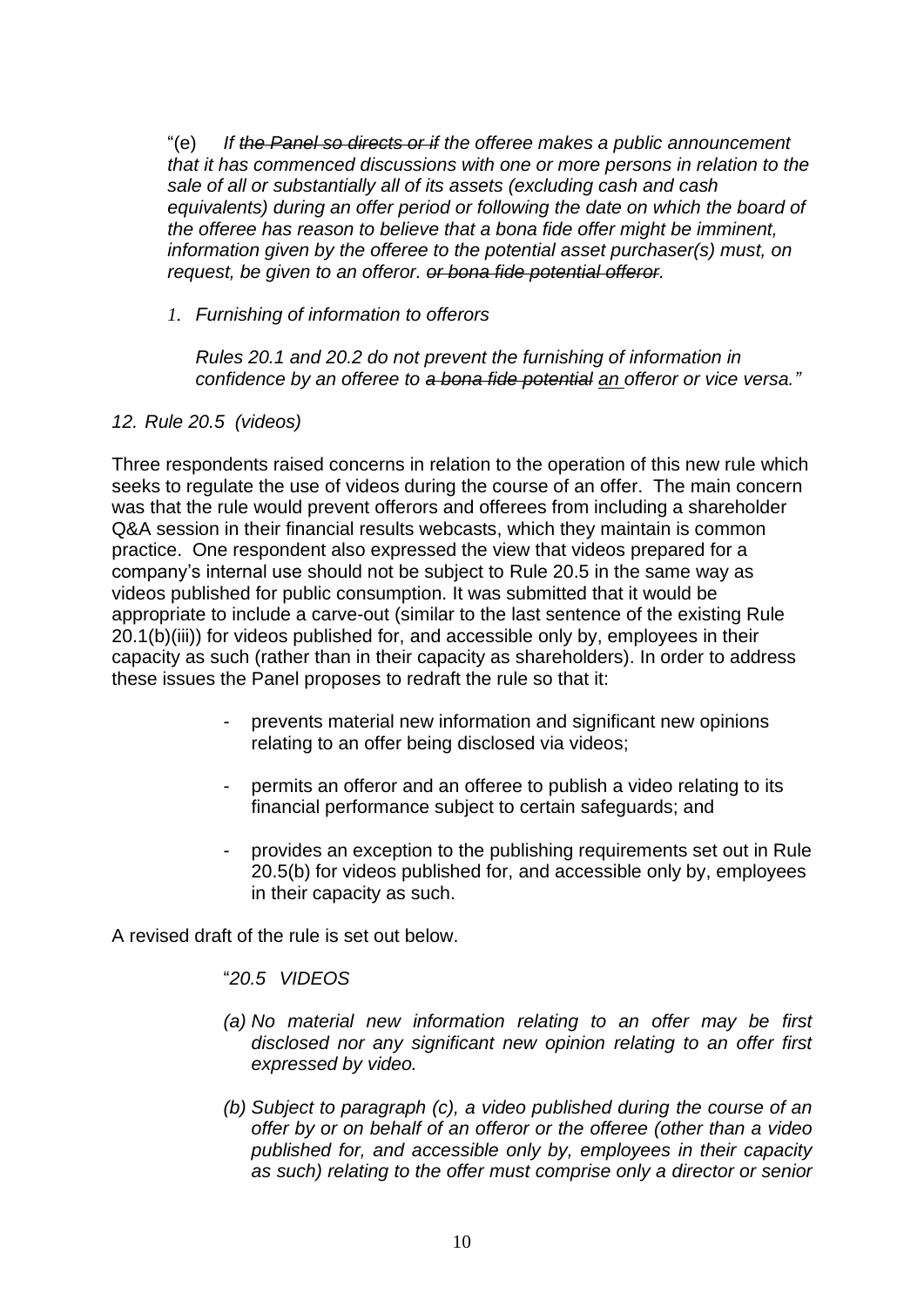"(e) *If ~~the Panel so directs or if~~ the offeree makes a public announcement that it has commenced discussions with one or more persons in relation to the sale of all or substantially all of its assets (excluding cash and cash equivalents) during an offer period or following the date on which the board of the offeree has reason to believe that a bona fide offer might be imminent, information given by the offeree to the potential asset purchaser(s) must, on request, be given to an offeror. ~~or bona fide potential offeror~~.*

*1. Furnishing of information to offerors*

*Rules 20.1 and 20.2 do not prevent the furnishing of information in confidence by an offeree to ~~a bona fide potential~~ <u>an</u> offeror or vice versa."*

*12. Rule 20.5 (videos)*

Three respondents raised concerns in relation to the operation of this new rule which seeks to regulate the use of videos during the course of an offer. The main concern was that the rule would prevent offerors and offerees from including a shareholder Q&A session in their financial results webcasts, which they maintain is common practice. One respondent also expressed the view that videos prepared for a company's internal use should not be subject to Rule 20.5 in the same way as videos published for public consumption. It was submitted that it would be appropriate to include a carve-out (similar to the last sentence of the existing Rule 20.1(b)(iii)) for videos published for, and accessible only by, employees in their capacity as such (rather than in their capacity as shareholders). In order to address these issues the Panel proposes to redraft the rule so that it:

- prevents material new information and significant new opinions relating to an offer being disclosed via videos;
- permits an offeror and an offeree to publish a video relating to its financial performance subject to certain safeguards; and
- provides an exception to the publishing requirements set out in Rule 20.5(b) for videos published for, and accessible only by, employees in their capacity as such.

A revised draft of the rule is set out below.

"*20.5 VIDEOS*

*(a) No material new information relating to an offer may be first disclosed nor any significant new opinion relating to an offer first expressed by video.*

*(b) Subject to paragraph (c), a video published during the course of an offer by or on behalf of an offeror or the offeree (other than a video published for, and accessible only by, employees in their capacity as such) relating to the offer must comprise only a director or senior*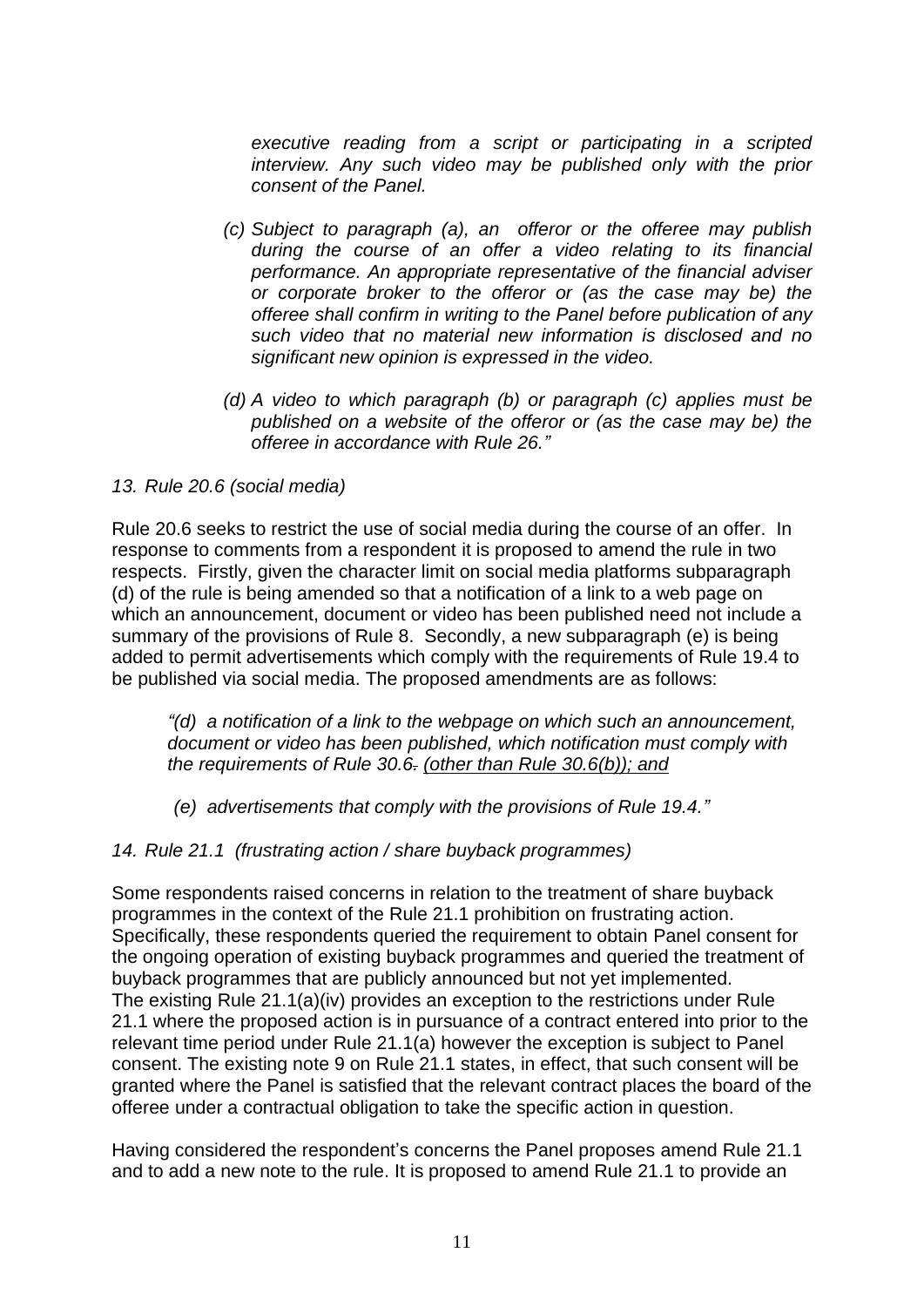*executive reading from a script or participating in a scripted interview. Any such video may be published only with the prior consent of the Panel.*

*(c) Subject to paragraph (a), an offeror or the offeree may publish during the course of an offer a video relating to its financial performance. An appropriate representative of the financial adviser or corporate broker to the offeror or (as the case may be) the offeree shall confirm in writing to the Panel before publication of any such video that no material new information is disclosed and no significant new opinion is expressed in the video.*

*(d) A video to which paragraph (b) or paragraph (c) applies must be published on a website of the offeror or (as the case may be) the offeree in accordance with Rule 26."*

*13. Rule 20.6 (social media)*

Rule 20.6 seeks to restrict the use of social media during the course of an offer. In response to comments from a respondent it is proposed to amend the rule in two respects. Firstly, given the character limit on social media platforms subparagraph (d) of the rule is being amended so that a notification of a link to a web page on which an announcement, document or video has been published need not include a summary of the provisions of Rule 8. Secondly, a new subparagraph (e) is being added to permit advertisements which comply with the requirements of Rule 19.4 to be published via social media. The proposed amendments are as follows:

*"(d) a notification of a link to the webpage on which such an announcement, document or video has been published, which notification must comply with the requirements of Rule 30.6~~.~~ <u>(other than Rule 30.6(b)); and</u>*

*(e) advertisements that comply with the provisions of Rule 19.4."*

*14. Rule 21.1 (frustrating action / share buyback programmes)*

Some respondents raised concerns in relation to the treatment of share buyback programmes in the context of the Rule 21.1 prohibition on frustrating action. Specifically, these respondents queried the requirement to obtain Panel consent for the ongoing operation of existing buyback programmes and queried the treatment of buyback programmes that are publicly announced but not yet implemented. The existing Rule 21.1(a)(iv) provides an exception to the restrictions under Rule 21.1 where the proposed action is in pursuance of a contract entered into prior to the relevant time period under Rule 21.1(a) however the exception is subject to Panel consent. The existing note 9 on Rule 21.1 states, in effect, that such consent will be granted where the Panel is satisfied that the relevant contract places the board of the offeree under a contractual obligation to take the specific action in question.

Having considered the respondent's concerns the Panel proposes amend Rule 21.1 and to add a new note to the rule. It is proposed to amend Rule 21.1 to provide an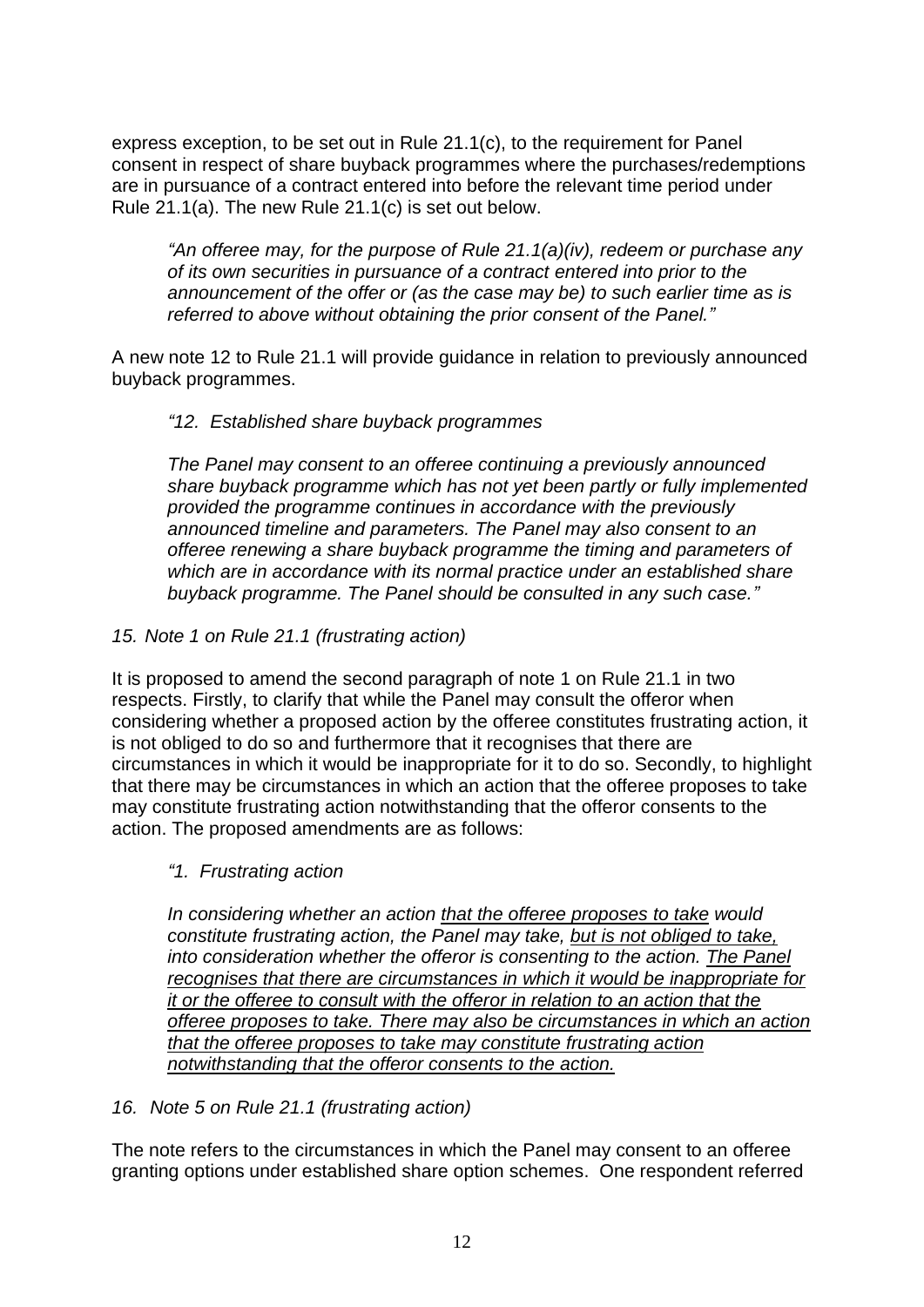express exception, to be set out in Rule 21.1(c), to the requirement for Panel consent in respect of share buyback programmes where the purchases/redemptions are in pursuance of a contract entered into before the relevant time period under Rule 21.1(a). The new Rule 21.1(c) is set out below.

> *"An offeree may, for the purpose of Rule 21.1(a)(iv), redeem or purchase any of its own securities in pursuance of a contract entered into prior to the announcement of the offer or (as the case may be) to such earlier time as is referred to above without obtaining the prior consent of the Panel."*

A new note 12 to Rule 21.1 will provide guidance in relation to previously announced buyback programmes.

> *"12. Established share buyback programmes*
>
> *The Panel may consent to an offeree continuing a previously announced share buyback programme which has not yet been partly or fully implemented provided the programme continues in accordance with the previously announced timeline and parameters. The Panel may also consent to an offeree renewing a share buyback programme the timing and parameters of which are in accordance with its normal practice under an established share buyback programme. The Panel should be consulted in any such case."*

*15. Note 1 on Rule 21.1 (frustrating action)*

It is proposed to amend the second paragraph of note 1 on Rule 21.1 in two respects. Firstly, to clarify that while the Panel may consult the offeror when considering whether a proposed action by the offeree constitutes frustrating action, it is not obliged to do so and furthermore that it recognises that there are circumstances in which it would be inappropriate for it to do so. Secondly, to highlight that there may be circumstances in which an action that the offeree proposes to take may constitute frustrating action notwithstanding that the offeror consents to the action. The proposed amendments are as follows:

> *"1. Frustrating action*
>
> *In considering whether an action <u>that the offeree proposes to take</u> would constitute frustrating action, the Panel may take, <u>but is not obliged to take,</u> into consideration whether the offeror is consenting to the action. <u>The Panel recognises that there are circumstances in which it would be inappropriate for it or the offeree to consult with the offeror in relation to an action that the offeree proposes to take. There may also be circumstances in which an action that the offeree proposes to take may constitute frustrating action notwithstanding that the offeror consents to the action.</u>*

*16. Note 5 on Rule 21.1 (frustrating action)*

The note refers to the circumstances in which the Panel may consent to an offeree granting options under established share option schemes. One respondent referred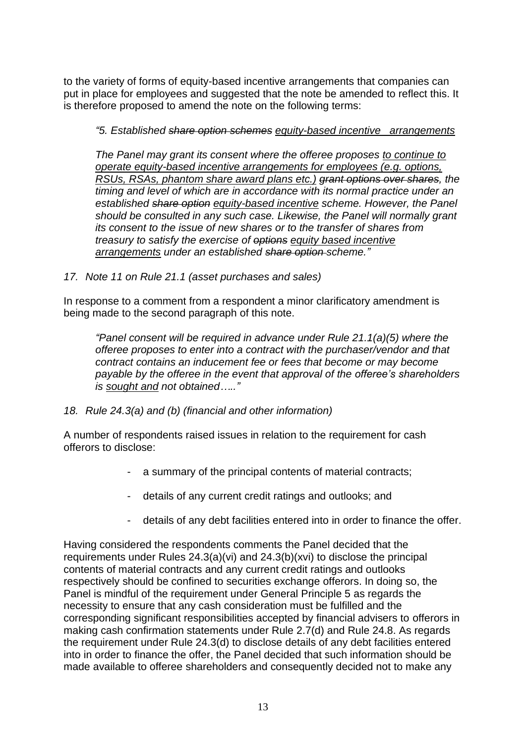to the variety of forms of equity-based incentive arrangements that companies can put in place for employees and suggested that the note be amended to reflect this. It is therefore proposed to amend the note on the following terms:

> *"5. Established ~~share option schemes~~ <u>equity-based incentive arrangements</u>*
>
> *The Panel may grant its consent where the offeree proposes <u>to continue to operate equity-based incentive arrangements for employees (e.g. options, RSUs, RSAs, phantom share award plans etc.)</u> ~~grant options over shares~~, the timing and level of which are in accordance with its normal practice under an established ~~share option~~ <u>equity-based incentive</u> scheme. However, the Panel should be consulted in any such case. Likewise, the Panel will normally grant its consent to the issue of new shares or to the transfer of shares from treasury to satisfy the exercise of ~~options~~ <u>equity based incentive arrangements</u> under an established ~~share option~~ scheme."*

*17. Note 11 on Rule 21.1 (asset purchases and sales)*

In response to a comment from a respondent a minor clarificatory amendment is being made to the second paragraph of this note.

> *"Panel consent will be required in advance under Rule 21.1(a)(5) where the offeree proposes to enter into a contract with the purchaser/vendor and that contract contains an inducement fee or fees that become or may become payable by the offeree in the event that approval of the offeree's shareholders is <u>sought and</u> not obtained….."*

*18. Rule 24.3(a) and (b) (financial and other information)*

A number of respondents raised issues in relation to the requirement for cash offerors to disclose:

- a summary of the principal contents of material contracts;
- details of any current credit ratings and outlooks; and
- details of any debt facilities entered into in order to finance the offer.

Having considered the respondents comments the Panel decided that the requirements under Rules 24.3(a)(vi) and 24.3(b)(xvi) to disclose the principal contents of material contracts and any current credit ratings and outlooks respectively should be confined to securities exchange offerors. In doing so, the Panel is mindful of the requirement under General Principle 5 as regards the necessity to ensure that any cash consideration must be fulfilled and the corresponding significant responsibilities accepted by financial advisers to offerors in making cash confirmation statements under Rule 2.7(d) and Rule 24.8. As regards the requirement under Rule 24.3(d) to disclose details of any debt facilities entered into in order to finance the offer, the Panel decided that such information should be made available to offeree shareholders and consequently decided not to make any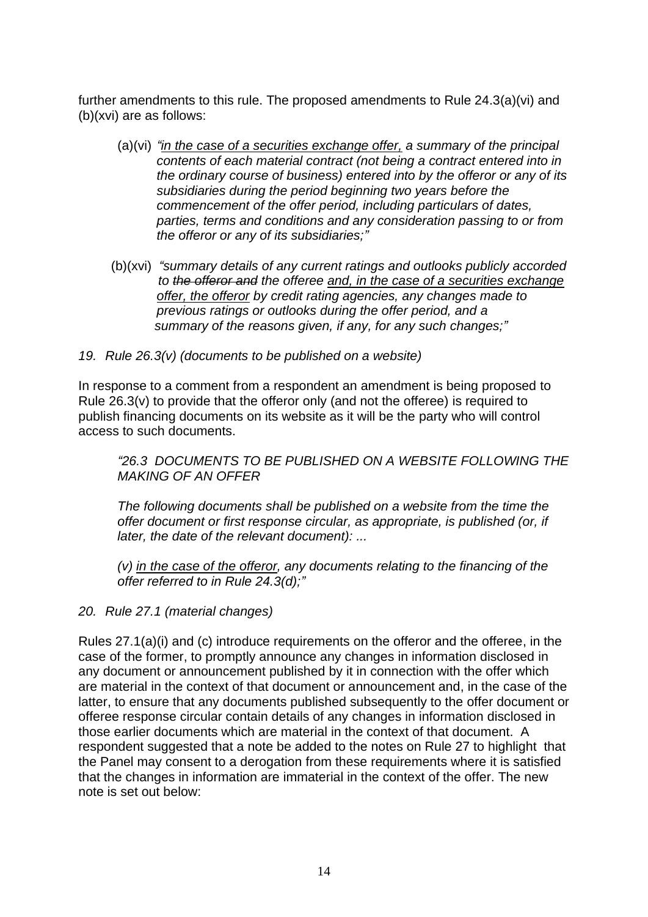further amendments to this rule. The proposed amendments to Rule 24.3(a)(vi) and (b)(xvi) are as follows:

(a)(vi) *"<u>in the case of a securities exchange offer,</u> a summary of the principal contents of each material contract (not being a contract entered into in the ordinary course of business) entered into by the offeror or any of its subsidiaries during the period beginning two years before the commencement of the offer period, including particulars of dates, parties, terms and conditions and any consideration passing to or from the offeror or any of its subsidiaries;"*

(b)(xvi) *"summary details of any current ratings and outlooks publicly accorded to ~~the offeror and~~ the offeree <u>and, in the case of a securities exchange offer, the offeror</u> by credit rating agencies, any changes made to previous ratings or outlooks during the offer period, and a summary of the reasons given, if any, for any such changes;"*

*19. Rule 26.3(v) (documents to be published on a website)*

In response to a comment from a respondent an amendment is being proposed to Rule 26.3(v) to provide that the offeror only (and not the offeree) is required to publish financing documents on its website as it will be the party who will control access to such documents.

*"26.3 DOCUMENTS TO BE PUBLISHED ON A WEBSITE FOLLOWING THE MAKING OF AN OFFER*

*The following documents shall be published on a website from the time the offer document or first response circular, as appropriate, is published (or, if later, the date of the relevant document): ...*

*(v) <u>in the case of the offeror</u>, any documents relating to the financing of the offer referred to in Rule 24.3(d);"*

*20. Rule 27.1 (material changes)*

Rules 27.1(a)(i) and (c) introduce requirements on the offeror and the offeree, in the case of the former, to promptly announce any changes in information disclosed in any document or announcement published by it in connection with the offer which are material in the context of that document or announcement and, in the case of the latter, to ensure that any documents published subsequently to the offer document or offeree response circular contain details of any changes in information disclosed in those earlier documents which are material in the context of that document. A respondent suggested that a note be added to the notes on Rule 27 to highlight that the Panel may consent to a derogation from these requirements where it is satisfied that the changes in information are immaterial in the context of the offer. The new note is set out below: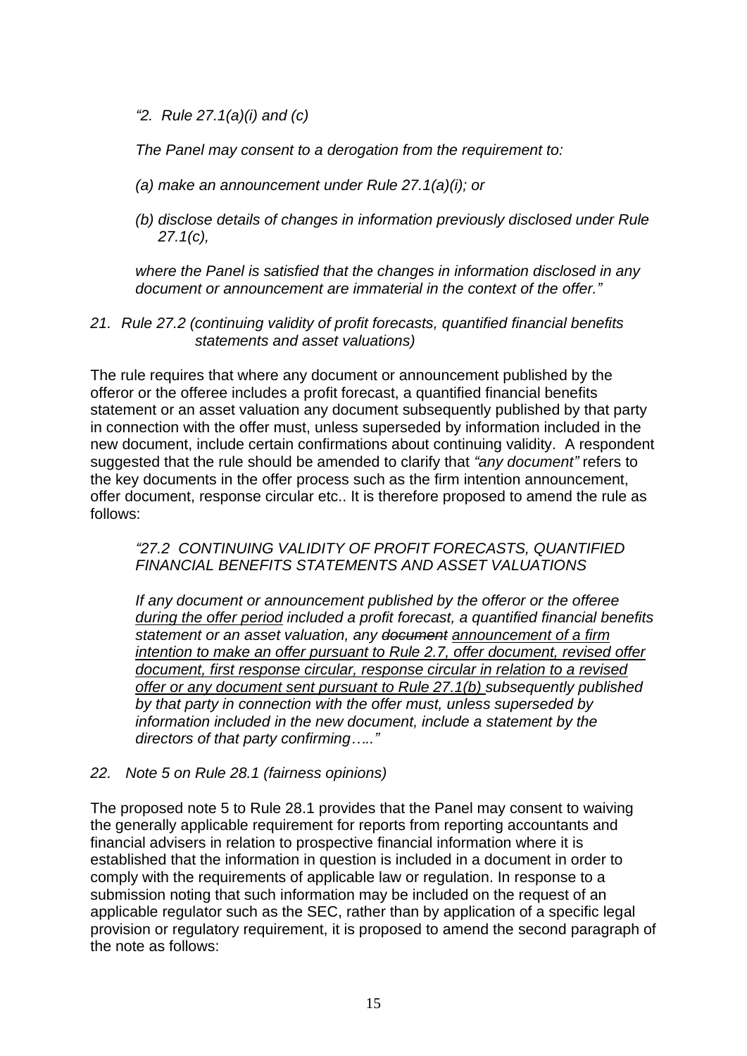*"2. Rule 27.1(a)(i) and (c)*

*The Panel may consent to a derogation from the requirement to:*

*(a) make an announcement under Rule 27.1(a)(i); or*

*(b) disclose details of changes in information previously disclosed under Rule 27.1(c),*

*where the Panel is satisfied that the changes in information disclosed in any document or announcement are immaterial in the context of the offer."*

*21. Rule 27.2 (continuing validity of profit forecasts, quantified financial benefits statements and asset valuations)*

The rule requires that where any document or announcement published by the offeror or the offeree includes a profit forecast, a quantified financial benefits statement or an asset valuation any document subsequently published by that party in connection with the offer must, unless superseded by information included in the new document, include certain confirmations about continuing validity. A respondent suggested that the rule should be amended to clarify that *"any document"* refers to the key documents in the offer process such as the firm intention announcement, offer document, response circular etc.. It is therefore proposed to amend the rule as follows:

> *"27.2 CONTINUING VALIDITY OF PROFIT FORECASTS, QUANTIFIED FINANCIAL BENEFITS STATEMENTS AND ASSET VALUATIONS*
>
> *If any document or announcement published by the offeror or the offeree <u>during the offer period</u> included a profit forecast, a quantified financial benefits statement or an asset valuation, any ~~document~~ <u>announcement of a firm intention to make an offer pursuant to Rule 2.7, offer document, revised offer document, first response circular, response circular in relation to a revised offer or any document sent pursuant to Rule 27.1(b)</u> subsequently published by that party in connection with the offer must, unless superseded by information included in the new document, include a statement by the directors of that party confirming….."*

*22. Note 5 on Rule 28.1 (fairness opinions)*

The proposed note 5 to Rule 28.1 provides that the Panel may consent to waiving the generally applicable requirement for reports from reporting accountants and financial advisers in relation to prospective financial information where it is established that the information in question is included in a document in order to comply with the requirements of applicable law or regulation. In response to a submission noting that such information may be included on the request of an applicable regulator such as the SEC, rather than by application of a specific legal provision or regulatory requirement, it is proposed to amend the second paragraph of the note as follows: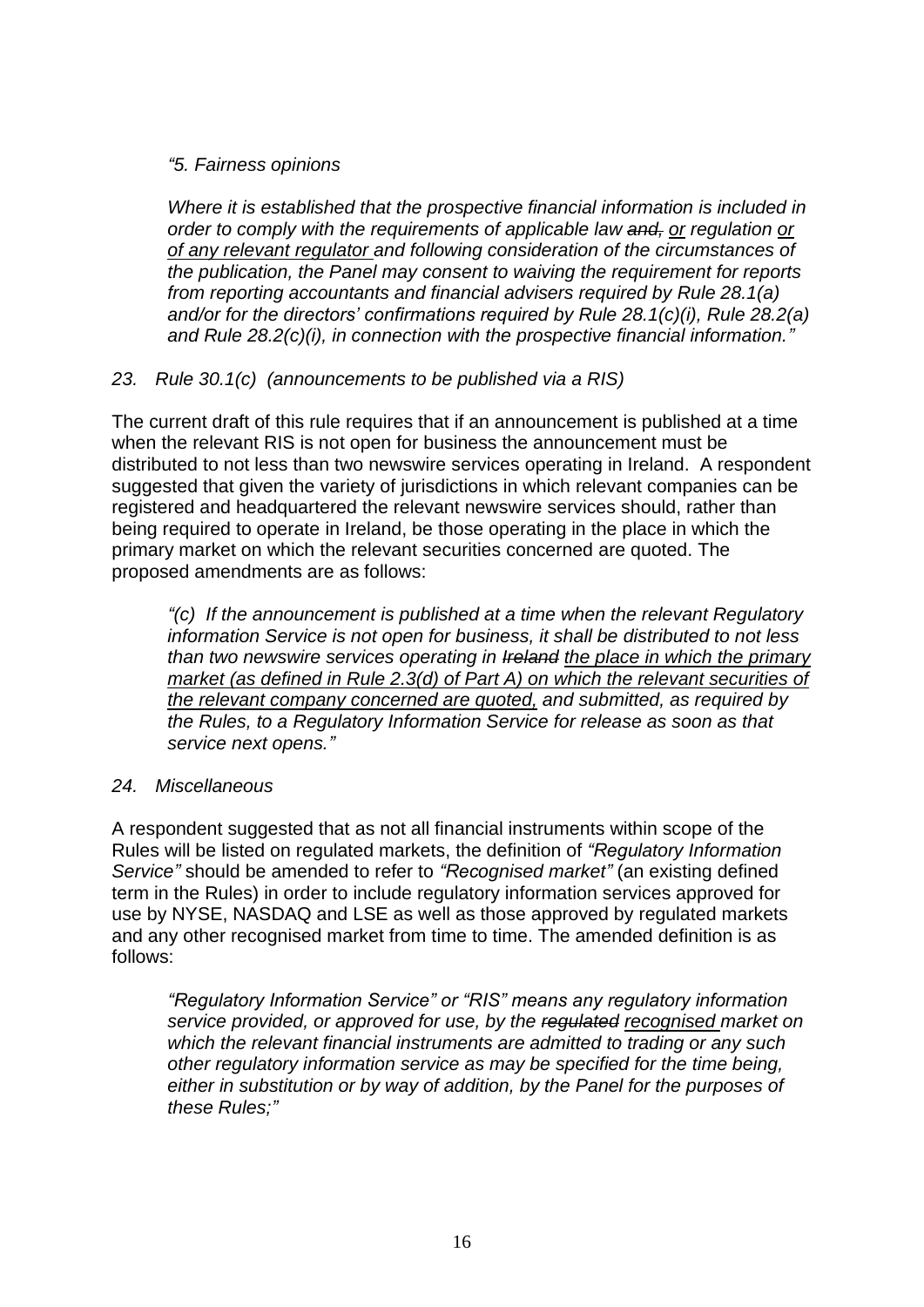*"5. Fairness opinions*

*Where it is established that the prospective financial information is included in order to comply with the requirements of applicable law ~~and,~~ <u>or</u> regulation <u>or of any relevant regulator</u> and following consideration of the circumstances of the publication, the Panel may consent to waiving the requirement for reports from reporting accountants and financial advisers required by Rule 28.1(a) and/or for the directors' confirmations required by Rule 28.1(c)(i), Rule 28.2(a) and Rule 28.2(c)(i), in connection with the prospective financial information."*

*23. Rule 30.1(c) (announcements to be published via a RIS)*

The current draft of this rule requires that if an announcement is published at a time when the relevant RIS is not open for business the announcement must be distributed to not less than two newswire services operating in Ireland. A respondent suggested that given the variety of jurisdictions in which relevant companies can be registered and headquartered the relevant newswire services should, rather than being required to operate in Ireland, be those operating in the place in which the primary market on which the relevant securities concerned are quoted. The proposed amendments are as follows:

*"(c) If the announcement is published at a time when the relevant Regulatory information Service is not open for business, it shall be distributed to not less than two newswire services operating in ~~Ireland~~ <u>the place in which the primary market (as defined in Rule 2.3(d) of Part A) on which the relevant securities of the relevant company concerned are quoted,</u> and submitted, as required by the Rules, to a Regulatory Information Service for release as soon as that service next opens."*

*24. Miscellaneous*

A respondent suggested that as not all financial instruments within scope of the Rules will be listed on regulated markets, the definition of *"Regulatory Information Service"* should be amended to refer to *"Recognised market"* (an existing defined term in the Rules) in order to include regulatory information services approved for use by NYSE, NASDAQ and LSE as well as those approved by regulated markets and any other recognised market from time to time. The amended definition is as follows:

*"Regulatory Information Service" or "RIS" means any regulatory information service provided, or approved for use, by the ~~regulated~~ <u>recognised</u> market on which the relevant financial instruments are admitted to trading or any such other regulatory information service as may be specified for the time being, either in substitution or by way of addition, by the Panel for the purposes of these Rules;"*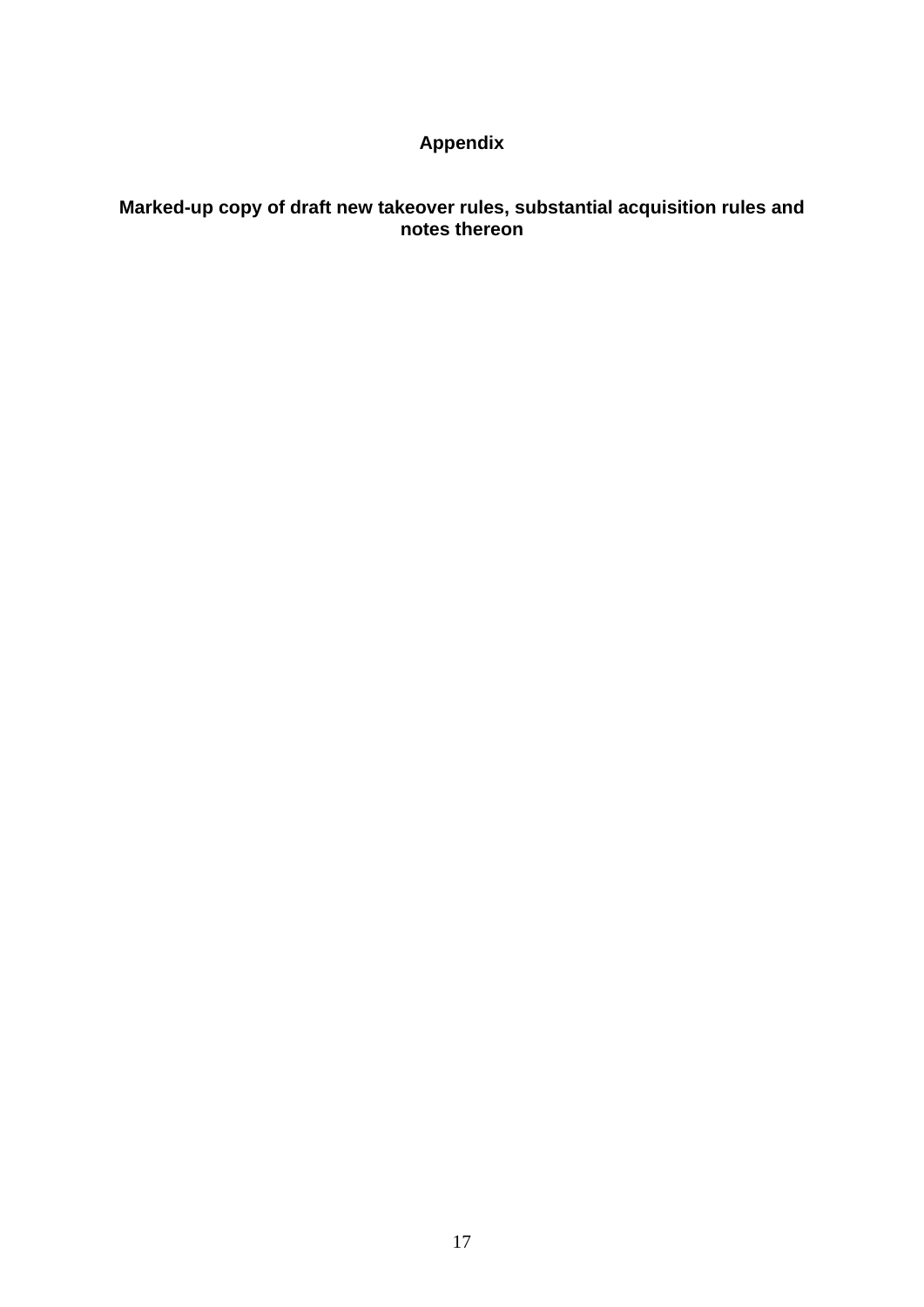# Appendix

## Marked-up copy of draft new takeover rules, substantial acquisition rules and notes thereon